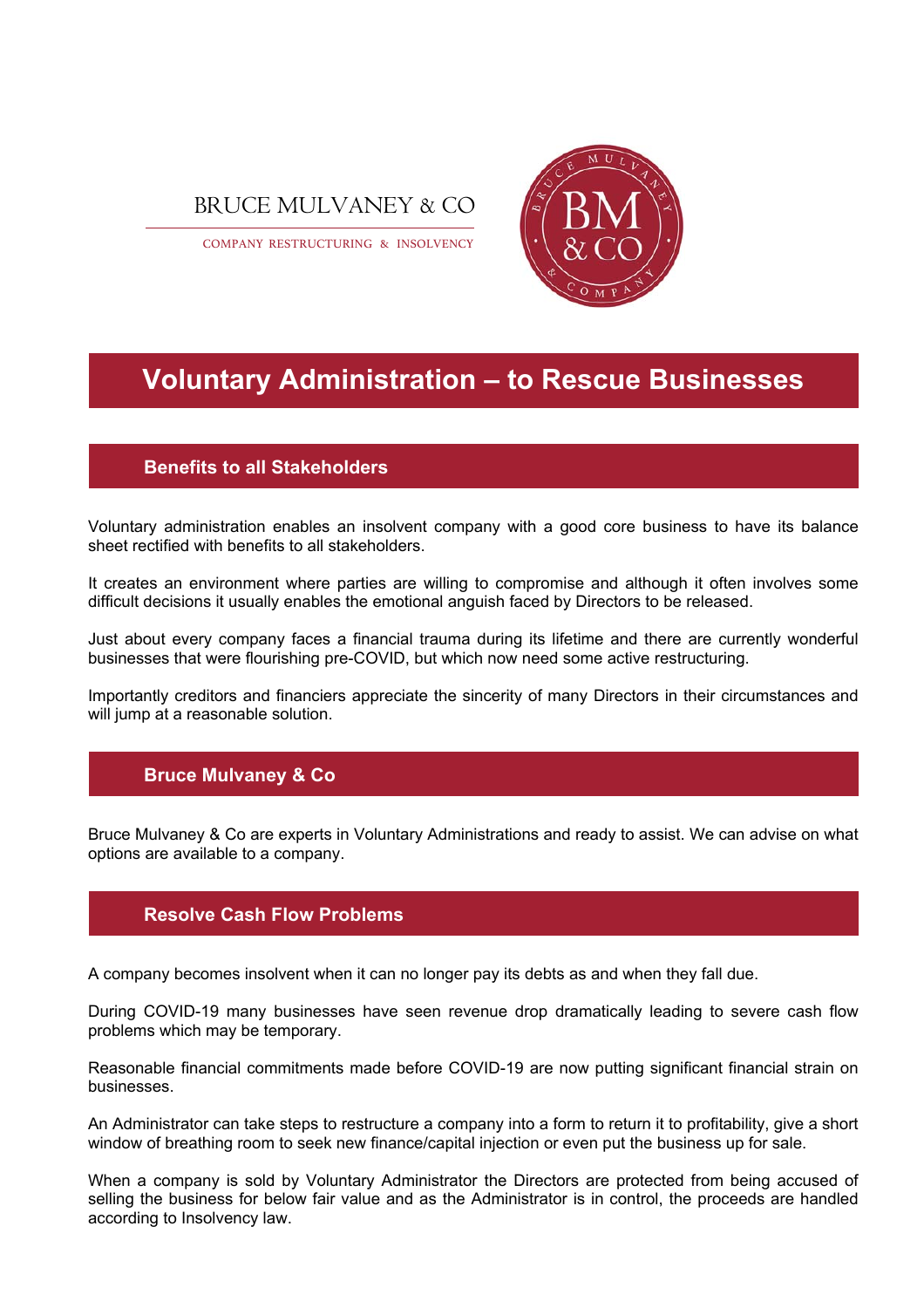BRUCE MULVANEY & CO

COMPANY RESTRUCTURING & INSOLVENCY

# Voluntary Administration – to Rescue Businesses

## Benefits to all Stakeholders

Voluntary administration enables an insolvent company with a good core business to have its balance sheet rectified with benefits to all stakeholders.

It creates an environment where parties are willing to compromise and although it often involves some difficult decisions it usually enables the emotional anguish faced by Directors to be released.

Just about every company faces a financial trauma during its lifetime and there are currently wonderful businesses that were flourishing pre-COVID, but which now need some active restructuring.

Importantly creditors and financiers appreciate the sincerity of many Directors in their circumstances and will jump at a reasonable solution.

## Bruce Mulvaney & Co

Bruce Mulvaney & Co are experts in Voluntary Administrations and ready to assist. We can advise on what options are available to a company.

## Resolve Cash Flow Problems

A company becomes insolvent when it can no longer pay its debts as and when they fall due.

During COVID-19 many businesses have seen revenue drop dramatically leading to severe cash flow problems which may be temporary.

Reasonable financial commitments made before COVID-19 are now putting significant financial strain on businesses.

An Administrator can take steps to restructure a company into a form to return it to profitability, give a short window of breathing room to seek new finance/capital injection or even put the business up for sale.

When a company is sold by Voluntary Administrator the Directors are protected from being accused of selling the business for below fair value and as the Administrator is in control, the proceeds are handled according to Insolvency law.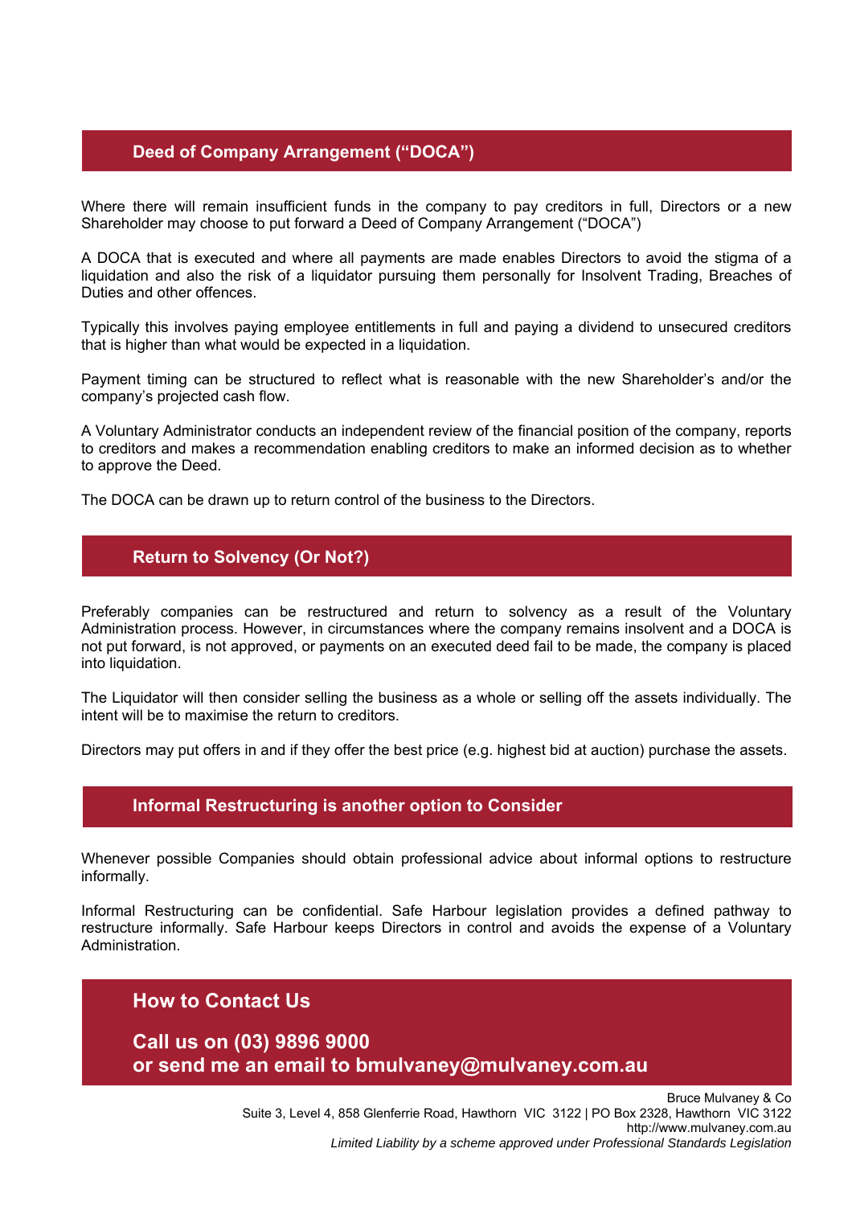## Deed of Company Arrangement ("DOCA")

Where there will remain insufficient funds in the company to pay creditors in full, Directors or a new Shareholder may choose to put forward a Deed of Company Arrangement ("DOCA")

A DOCA that is executed and where all payments are made enables Directors to avoid the stigma of a liquidation and also the risk of a liquidator pursuing them personally for Insolvent Trading, Breaches of Duties and other offences.

Typically this involves paying employee entitlements in full and paying a dividend to unsecured creditors that is higher than what would be expected in a liquidation.

Payment timing can be structured to reflect what is reasonable with the new Shareholder's and/or the company's projected cash flow.

A Voluntary Administrator conducts an independent review of the financial position of the company, reports to creditors and makes a recommendation enabling creditors to make an informed decision as to whether to approve the Deed.

The DOCA can be drawn up to return control of the business to the Directors.

## Return to Solvency (Or Not?)

Preferably companies can be restructured and return to solvency as a result of the Voluntary Administration process. However, in circumstances where the company remains insolvent and a DOCA is not put forward, is not approved, or payments on an executed deed fail to be made, the company is placed into liquidation.

The Liquidator will then consider selling the business as a whole or selling off the assets individually. The intent will be to maximise the return to creditors.

Directors may put offers in and if they offer the best price (e.g. highest bid at auction) purchase the assets.

## Informal Restructuring is another option to Consider

Whenever possible Companies should obtain professional advice about informal options to restructure informally.

Informal Restructuring can be confidential. Safe Harbour legislation provides a defined pathway to restructure informally. Safe Harbour keeps Directors in control and avoids the expense of a Voluntary Administration.

## How to Contact Us

**Call us on (03) 9896 9000**
**or send me an email to bmulvaney@mulvaney.com.au**

Bruce Mulvaney & Co
Suite 3, Level 4, 858 Glenferrie Road, Hawthorn VIC 3122 | PO Box 2328, Hawthorn VIC 3122
http://www.mulvaney.com.au
*Limited Liability by a scheme approved under Professional Standards Legislation*